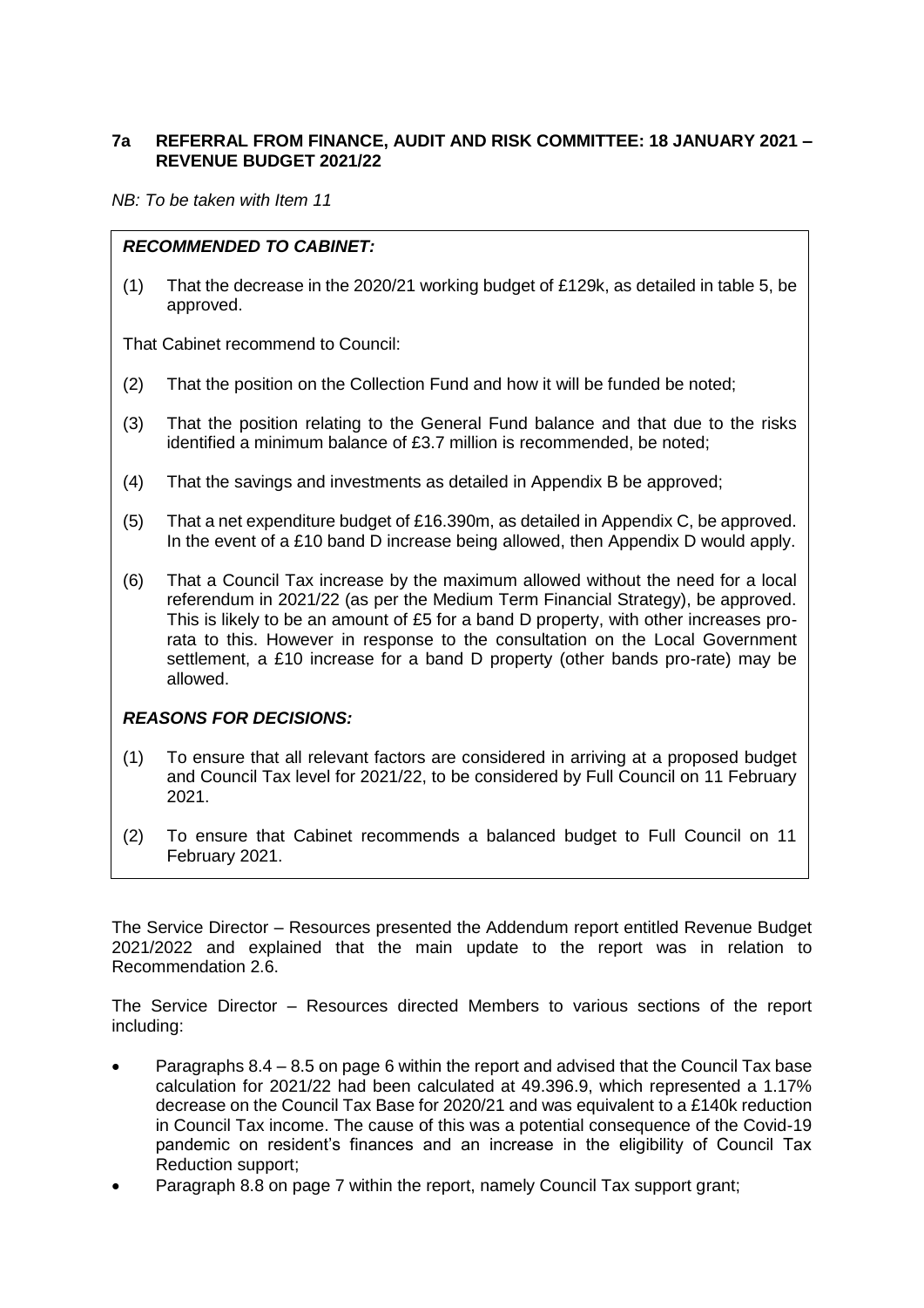## 7a REFERRAL FROM FINANCE, AUDIT AND RISK COMMITTEE: 18 JANUARY 2021 – REVENUE BUDGET 2021/22

*NB: To be taken with Item 11*

***RECOMMENDED TO CABINET:***

(1) That the decrease in the 2020/21 working budget of £129k, as detailed in table 5, be approved.

That Cabinet recommend to Council:

(2) That the position on the Collection Fund and how it will be funded be noted;

(3) That the position relating to the General Fund balance and that due to the risks identified a minimum balance of £3.7 million is recommended, be noted;

(4) That the savings and investments as detailed in Appendix B be approved;

(5) That a net expenditure budget of £16.390m, as detailed in Appendix C, be approved. In the event of a £10 band D increase being allowed, then Appendix D would apply.

(6) That a Council Tax increase by the maximum allowed without the need for a local referendum in 2021/22 (as per the Medium Term Financial Strategy), be approved. This is likely to be an amount of £5 for a band D property, with other increases pro-rata to this. However in response to the consultation on the Local Government settlement, a £10 increase for a band D property (other bands pro-rate) may be allowed.

***REASONS FOR DECISIONS:***

(1) To ensure that all relevant factors are considered in arriving at a proposed budget and Council Tax level for 2021/22, to be considered by Full Council on 11 February 2021.

(2) To ensure that Cabinet recommends a balanced budget to Full Council on 11 February 2021.

The Service Director – Resources presented the Addendum report entitled Revenue Budget 2021/2022 and explained that the main update to the report was in relation to Recommendation 2.6.

The Service Director – Resources directed Members to various sections of the report including:

- Paragraphs 8.4 – 8.5 on page 6 within the report and advised that the Council Tax base calculation for 2021/22 had been calculated at 49.396.9, which represented a 1.17% decrease on the Council Tax Base for 2020/21 and was equivalent to a £140k reduction in Council Tax income. The cause of this was a potential consequence of the Covid-19 pandemic on resident's finances and an increase in the eligibility of Council Tax Reduction support;
- Paragraph 8.8 on page 7 within the report, namely Council Tax support grant;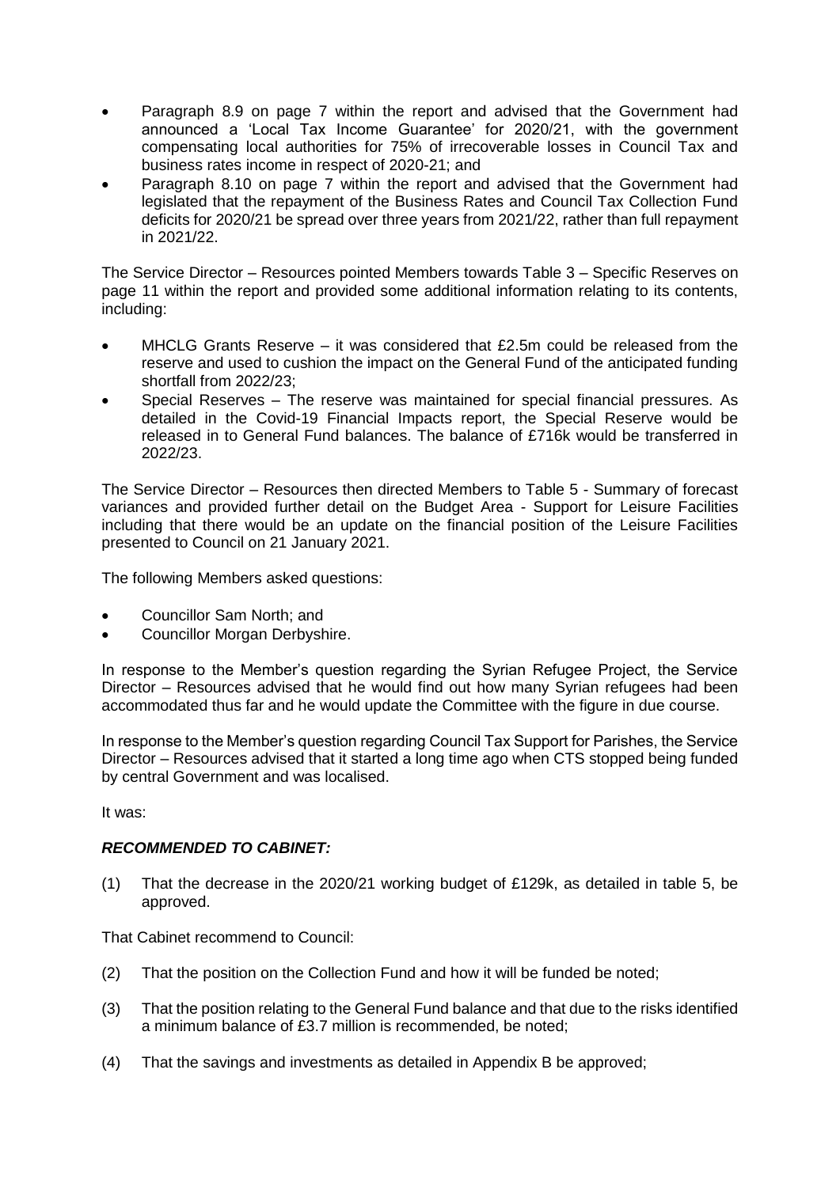- Paragraph 8.9 on page 7 within the report and advised that the Government had announced a 'Local Tax Income Guarantee' for 2020/21, with the government compensating local authorities for 75% of irrecoverable losses in Council Tax and business rates income in respect of 2020-21; and
- Paragraph 8.10 on page 7 within the report and advised that the Government had legislated that the repayment of the Business Rates and Council Tax Collection Fund deficits for 2020/21 be spread over three years from 2021/22, rather than full repayment in 2021/22.

The Service Director – Resources pointed Members towards Table 3 – Specific Reserves on page 11 within the report and provided some additional information relating to its contents, including:

- MHCLG Grants Reserve – it was considered that £2.5m could be released from the reserve and used to cushion the impact on the General Fund of the anticipated funding shortfall from 2022/23;
- Special Reserves – The reserve was maintained for special financial pressures. As detailed in the Covid-19 Financial Impacts report, the Special Reserve would be released in to General Fund balances. The balance of £716k would be transferred in 2022/23.

The Service Director – Resources then directed Members to Table 5 - Summary of forecast variances and provided further detail on the Budget Area - Support for Leisure Facilities including that there would be an update on the financial position of the Leisure Facilities presented to Council on 21 January 2021.

The following Members asked questions:

- Councillor Sam North; and
- Councillor Morgan Derbyshire.

In response to the Member's question regarding the Syrian Refugee Project, the Service Director – Resources advised that he would find out how many Syrian refugees had been accommodated thus far and he would update the Committee with the figure in due course.

In response to the Member's question regarding Council Tax Support for Parishes, the Service Director – Resources advised that it started a long time ago when CTS stopped being funded by central Government and was localised.

It was:

***RECOMMENDED TO CABINET:***

(1) That the decrease in the 2020/21 working budget of £129k, as detailed in table 5, be approved.

That Cabinet recommend to Council:

(2) That the position on the Collection Fund and how it will be funded be noted;

(3) That the position relating to the General Fund balance and that due to the risks identified a minimum balance of £3.7 million is recommended, be noted;

(4) That the savings and investments as detailed in Appendix B be approved;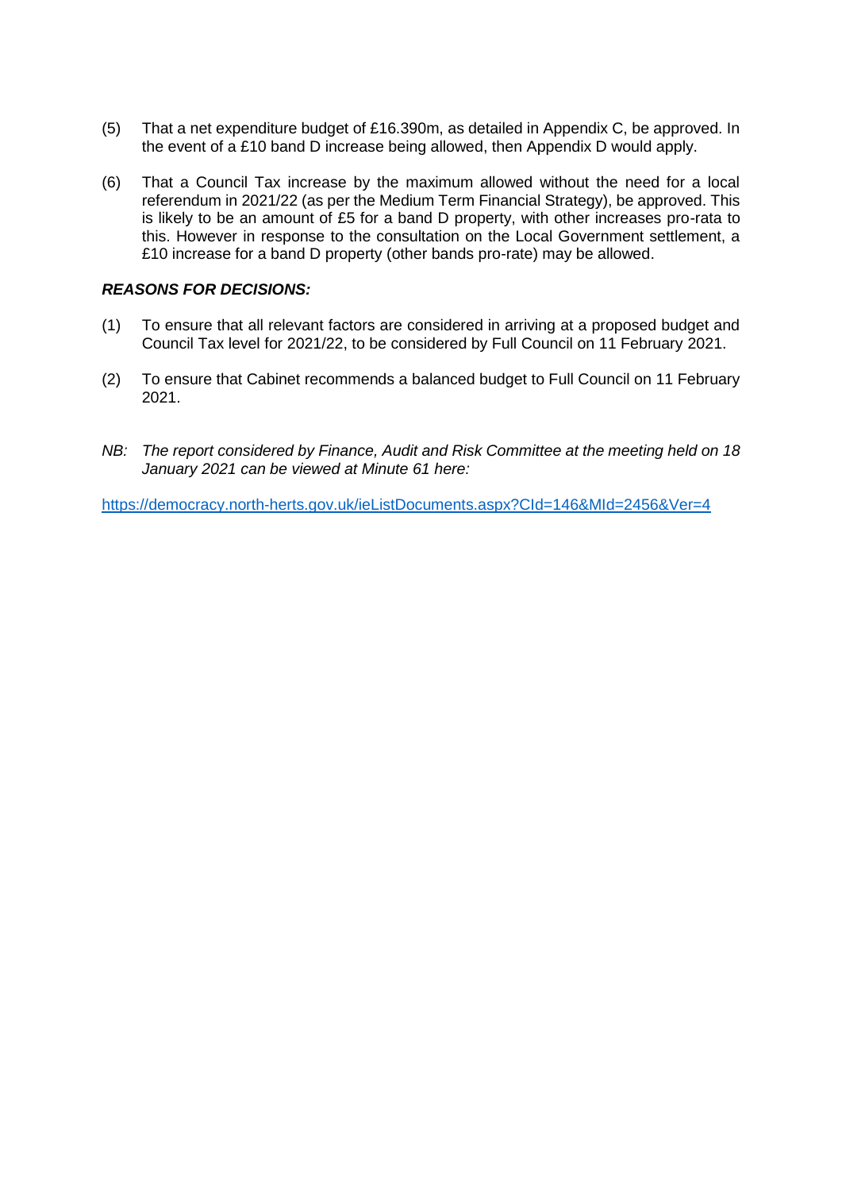(5) That a net expenditure budget of £16.390m, as detailed in Appendix C, be approved. In the event of a £10 band D increase being allowed, then Appendix D would apply.

(6) That a Council Tax increase by the maximum allowed without the need for a local referendum in 2021/22 (as per the Medium Term Financial Strategy), be approved. This is likely to be an amount of £5 for a band D property, with other increases pro-rata to this. However in response to the consultation on the Local Government settlement, a £10 increase for a band D property (other bands pro-rate) may be allowed.

***REASONS FOR DECISIONS:***

(1) To ensure that all relevant factors are considered in arriving at a proposed budget and Council Tax level for 2021/22, to be considered by Full Council on 11 February 2021.

(2) To ensure that Cabinet recommends a balanced budget to Full Council on 11 February 2021.

*NB: The report considered by Finance, Audit and Risk Committee at the meeting held on 18 January 2021 can be viewed at Minute 61 here:*

https://democracy.north-herts.gov.uk/ieListDocuments.aspx?CId=146&MId=2456&Ver=4